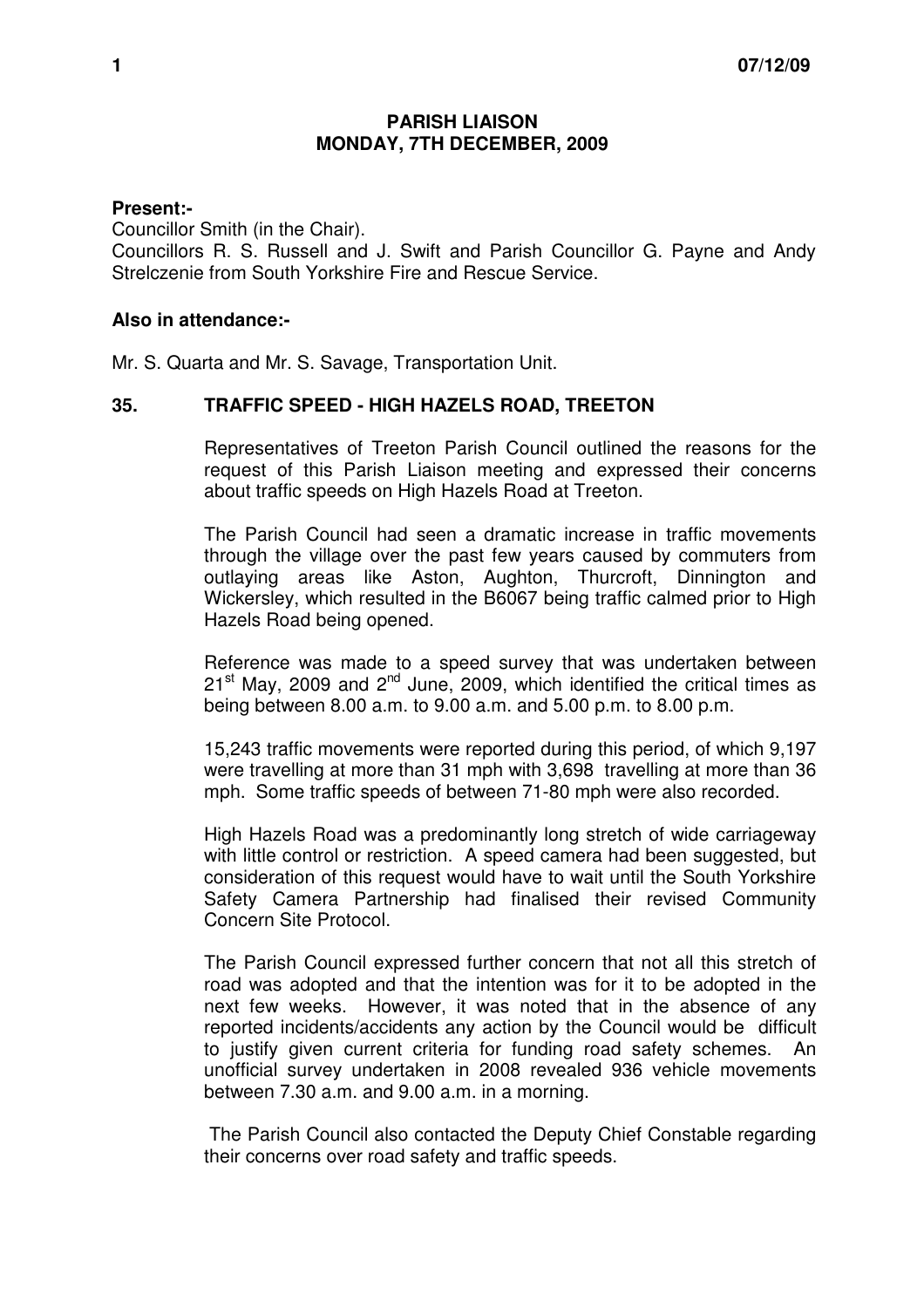# PARISH LIAISON
## MONDAY, 7TH DECEMBER, 2009

**Present:-**

Councillor Smith (in the Chair).
Councillors R. S. Russell and J. Swift and Parish Councillor G. Payne and Andy Strelczenie from South Yorkshire Fire and Rescue Service.

**Also in attendance:-**

Mr. S. Quarta and Mr. S. Savage, Transportation Unit.

### 35. TRAFFIC SPEED - HIGH HAZELS ROAD, TREETON

Representatives of Treeton Parish Council outlined the reasons for the request of this Parish Liaison meeting and expressed their concerns about traffic speeds on High Hazels Road at Treeton.

The Parish Council had seen a dramatic increase in traffic movements through the village over the past few years caused by commuters from outlaying areas like Aston, Aughton, Thurcroft, Dinnington and Wickersley, which resulted in the B6067 being traffic calmed prior to High Hazels Road being opened.

Reference was made to a speed survey that was undertaken between 21st May, 2009 and 2nd June, 2009, which identified the critical times as being between 8.00 a.m. to 9.00 a.m. and 5.00 p.m. to 8.00 p.m.

15,243 traffic movements were reported during this period, of which 9,197 were travelling at more than 31 mph with 3,698 travelling at more than 36 mph. Some traffic speeds of between 71-80 mph were also recorded.

High Hazels Road was a predominantly long stretch of wide carriageway with little control or restriction. A speed camera had been suggested, but consideration of this request would have to wait until the South Yorkshire Safety Camera Partnership had finalised their revised Community Concern Site Protocol.

The Parish Council expressed further concern that not all this stretch of road was adopted and that the intention was for it to be adopted in the next few weeks. However, it was noted that in the absence of any reported incidents/accidents any action by the Council would be difficult to justify given current criteria for funding road safety schemes. An unofficial survey undertaken in 2008 revealed 936 vehicle movements between 7.30 a.m. and 9.00 a.m. in a morning.

The Parish Council also contacted the Deputy Chief Constable regarding their concerns over road safety and traffic speeds.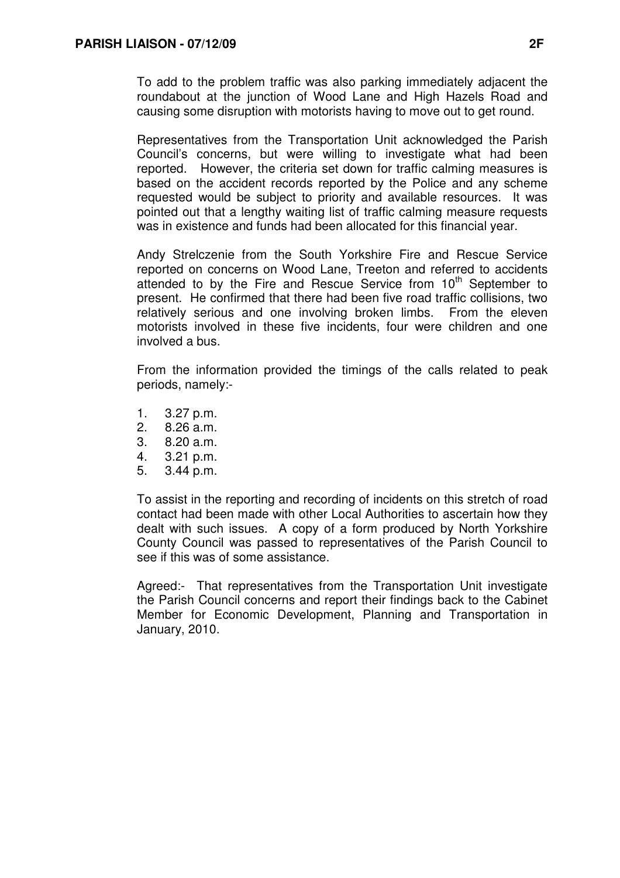To add to the problem traffic was also parking immediately adjacent the roundabout at the junction of Wood Lane and High Hazels Road and causing some disruption with motorists having to move out to get round.

Representatives from the Transportation Unit acknowledged the Parish Council's concerns, but were willing to investigate what had been reported. However, the criteria set down for traffic calming measures is based on the accident records reported by the Police and any scheme requested would be subject to priority and available resources. It was pointed out that a lengthy waiting list of traffic calming measure requests was in existence and funds had been allocated for this financial year.

Andy Strelczenie from the South Yorkshire Fire and Rescue Service reported on concerns on Wood Lane, Treeton and referred to accidents attended to by the Fire and Rescue Service from 10th September to present. He confirmed that there had been five road traffic collisions, two relatively serious and one involving broken limbs. From the eleven motorists involved in these five incidents, four were children and one involved a bus.

From the information provided the timings of the calls related to peak periods, namely:-

1. 3.27 p.m.
2. 8.26 a.m.
3. 8.20 a.m.
4. 3.21 p.m.
5. 3.44 p.m.

To assist in the reporting and recording of incidents on this stretch of road contact had been made with other Local Authorities to ascertain how they dealt with such issues. A copy of a form produced by North Yorkshire County Council was passed to representatives of the Parish Council to see if this was of some assistance.

Agreed:- That representatives from the Transportation Unit investigate the Parish Council concerns and report their findings back to the Cabinet Member for Economic Development, Planning and Transportation in January, 2010.